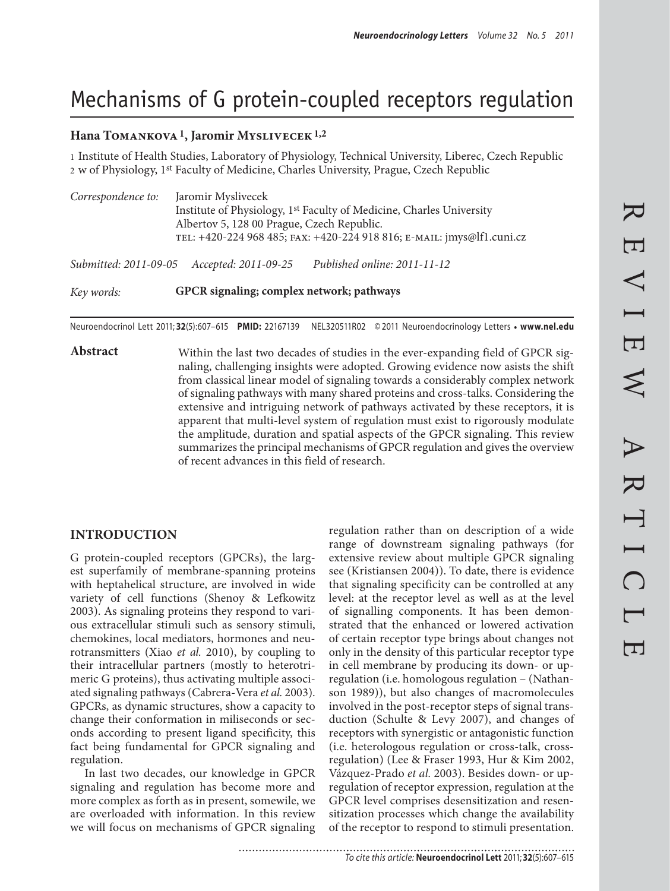# Mechanisms of G protein-coupled receptors regulation

**Hana Tomankova [1], Jaromir Myslivecek [1,2]**

1 Institute of Health Studies, Laboratory of Physiology, Technical University, Liberec, Czech Republic
2 w of Physiology, 1st Faculty of Medicine, Charles University, Prague, Czech Republic

*Correspondence to:* Jaromir Myslivecek
Institute of Physiology, 1st Faculty of Medicine, Charles University
Albertov 5, 128 00 Prague, Czech Republic.
TEL: +420-224 968 485; FAX: +420-224 918 816; E-MAIL: jmys@lf1.cuni.cz

*Submitted: 2011-09-05* *Accepted: 2011-09-25* *Published online: 2011-11-12*

*Key words:* **GPCR signaling; complex network; pathways**

Neuroendocrinol Lett 2011; **32**(5):607–615 **PMID:** 22167139 NEL320511R02 © 2011 Neuroendocrinology Letters • **www.nel.edu**

**Abstract**

Within the last two decades of studies in the ever-expanding field of GPCR signaling, challenging insights were adopted. Growing evidence now asists the shift from classical linear model of signaling towards a considerably complex network of signaling pathways with many shared proteins and cross-talks. Considering the extensive and intriguing network of pathways activated by these receptors, it is apparent that multi-level system of regulation must exist to rigorously modulate the amplitude, duration and spatial aspects of the GPCR signaling. This review summarizes the principal mechanisms of GPCR regulation and gives the overview of recent advances in this field of research.

## INTRODUCTION

G protein-coupled receptors (GPCRs), the largest superfamily of membrane-spanning proteins with heptahelical structure, are involved in wide variety of cell functions (Shenoy & Lefkowitz 2003). As signaling proteins they respond to various extracellular stimuli such as sensory stimuli, chemokines, local mediators, hormones and neurotransmitters (Xiao *et al.* 2010), by coupling to their intracellular partners (mostly to heterotrimeric G proteins), thus activating multiple associated signaling pathways (Cabrera-Vera *et al.* 2003). GPCRs, as dynamic structures, show a capacity to change their conformation in miliseconds or seconds according to present ligand specificity, this fact being fundamental for GPCR signaling and regulation.

In last two decades, our knowledge in GPCR signaling and regulation has become more and more complex as forth as in present, somewile, we are overloaded with information. In this review we will focus on mechanisms of GPCR signaling regulation rather than on description of a wide range of downstream signaling pathways (for extensive review about multiple GPCR signaling see (Kristiansen 2004)). To date, there is evidence that signaling specificity can be controlled at any level: at the receptor level as well as at the level of signalling components. It has been demonstrated that the enhanced or lowered activation of certain receptor type brings about changes not only in the density of this particular receptor type in cell membrane by producing its down- or up-regulation (i.e. homologous regulation – (Nathanson 1989)), but also changes of macromolecules involved in the post-receptor steps of signal transduction (Schulte & Levy 2007), and changes of receptors with synergistic or antagonistic function (i.e. heterologous regulation or cross-talk, cross-regulation) (Lee & Fraser 1993, Hur & Kim 2002, Vázquez-Prado *et al.* 2003). Besides down- or up-regulation of receptor expression, regulation at the GPCR level comprises desensitization and resensitization processes which change the availability of the receptor to respond to stimuli presentation.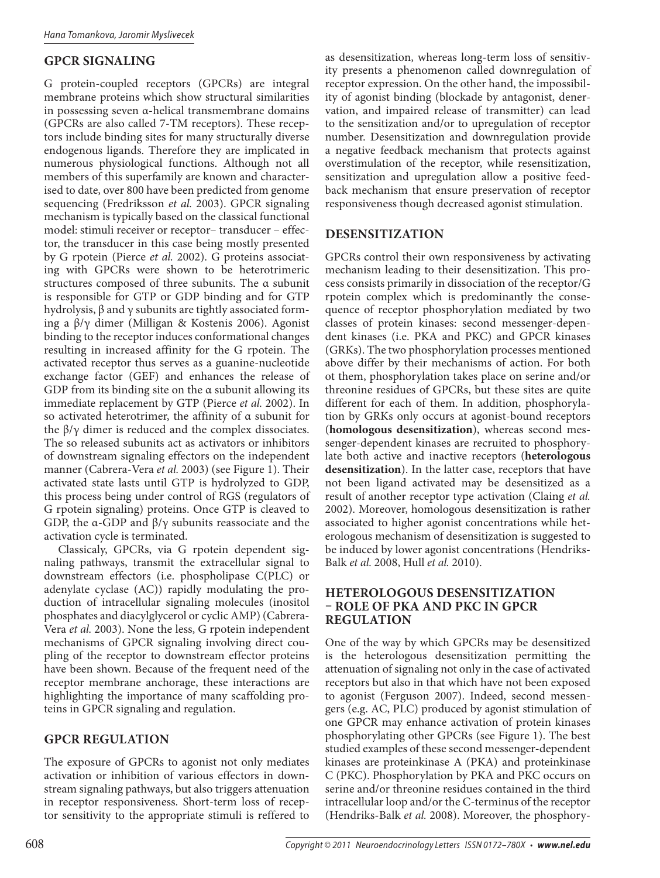## GPCR SIGNALING

G protein-coupled receptors (GPCRs) are integral membrane proteins which show structural similarities in possessing seven α-helical transmembrane domains (GPCRs are also called 7-TM receptors). These receptors include binding sites for many structurally diverse endogenous ligands. Therefore they are implicated in numerous physiological functions. Although not all members of this superfamily are known and characterised to date, over 800 have been predicted from genome sequencing (Fredriksson *et al.* 2003). GPCR signaling mechanism is typically based on the classical functional model: stimuli receiver or receptor– transducer – effector, the transducer in this case being mostly presented by G rpotein (Pierce *et al.* 2002). G proteins associating with GPCRs were shown to be heterotrimeric structures composed of three subunits. The α subunit is responsible for GTP or GDP binding and for GTP hydrolysis, β and γ subunits are tightly associated forming a β/γ dimer (Milligan & Kostenis 2006). Agonist binding to the receptor induces conformational changes resulting in increased affinity for the G rpotein. The activated receptor thus serves as a guanine-nucleotide exchange factor (GEF) and enhances the release of GDP from its binding site on the α subunit allowing its immediate replacement by GTP (Pierce *et al.* 2002). In so activated heterotrimer, the affinity of α subunit for the β/γ dimer is reduced and the complex dissociates. The so released subunits act as activators or inhibitors of downstream signaling effectors on the independent manner (Cabrera-Vera *et al.* 2003) (see Figure 1). Their activated state lasts until GTP is hydrolyzed to GDP, this process being under control of RGS (regulators of G rpotein signaling) proteins. Once GTP is cleaved to GDP, the α-GDP and β/γ subunits reassociate and the activation cycle is terminated.

Classicaly, GPCRs, via G rpotein dependent signaling pathways, transmit the extracellular signal to downstream effectors (i.e. phospholipase C(PLC) or adenylate cyclase (AC)) rapidly modulating the production of intracellular signaling molecules (inositol phosphates and diacylglycerol or cyclic AMP) (Cabrera-Vera *et al.* 2003). None the less, G rpotein independent mechanisms of GPCR signaling involving direct coupling of the receptor to downstream effector proteins have been shown. Because of the frequent need of the receptor membrane anchorage, these interactions are highlighting the importance of many scaffolding proteins in GPCR signaling and regulation.

## GPCR REGULATION

The exposure of GPCRs to agonist not only mediates activation or inhibition of various effectors in downstream signaling pathways, but also triggers attenuation in receptor responsiveness. Short-term loss of receptor sensitivity to the appropriate stimuli is reffered to as desensitization, whereas long-term loss of sensitivity presents a phenomenon called downregulation of receptor expression. On the other hand, the impossibility of agonist binding (blockade by antagonist, denervation, and impaired release of transmitter) can lead to the sensitization and/or to upregulation of receptor number. Desensitization and downregulation provide a negative feedback mechanism that protects against overstimulation of the receptor, while resensitization, sensitization and upregulation allow a positive feedback mechanism that ensure preservation of receptor responsiveness though decreased agonist stimulation.

## DESENSITIZATION

GPCRs control their own responsiveness by activating mechanism leading to their desensitization. This process consists primarily in dissociation of the receptor/G rpotein complex which is predominantly the consequence of receptor phosphorylation mediated by two classes of protein kinases: second messenger-dependent kinases (i.e. PKA and PKC) and GPCR kinases (GRKs). The two phosphorylation processes mentioned above differ by their mechanisms of action. For both ot them, phosphorylation takes place on serine and/or threonine residues of GPCRs, but these sites are quite different for each of them. In addition, phosphorylation by GRKs only occurs at agonist-bound receptors (**homologous desensitization**), whereas second messenger-dependent kinases are recruited to phosphorylate both active and inactive receptors (**heterologous desensitization**). In the latter case, receptors that have not been ligand activated may be desensitized as a result of another receptor type activation (Claing *et al.* 2002). Moreover, homologous desensitization is rather associated to higher agonist concentrations while heterologous mechanism of desensitization is suggested to be induced by lower agonist concentrations (Hendriks-Balk *et al.* 2008, Hull *et al.* 2010).

## HETEROLOGOUS DESENSITIZATION – ROLE OF PKA AND PKC IN GPCR REGULATION

One of the way by which GPCRs may be desensitized is the heterologous desensitization permitting the attenuation of signaling not only in the case of activated receptors but also in that which have not been exposed to agonist (Ferguson 2007). Indeed, second messengers (e.g. AC, PLC) produced by agonist stimulation of one GPCR may enhance activation of protein kinases phosphorylating other GPCRs (see Figure 1). The best studied examples of these second messenger-dependent kinases are proteinkinase A (PKA) and proteinkinase C (PKC). Phosphorylation by PKA and PKC occurs on serine and/or threonine residues contained in the third intracellular loop and/or the C-terminus of the receptor (Hendriks-Balk *et al.* 2008). Moreover, the phosphory-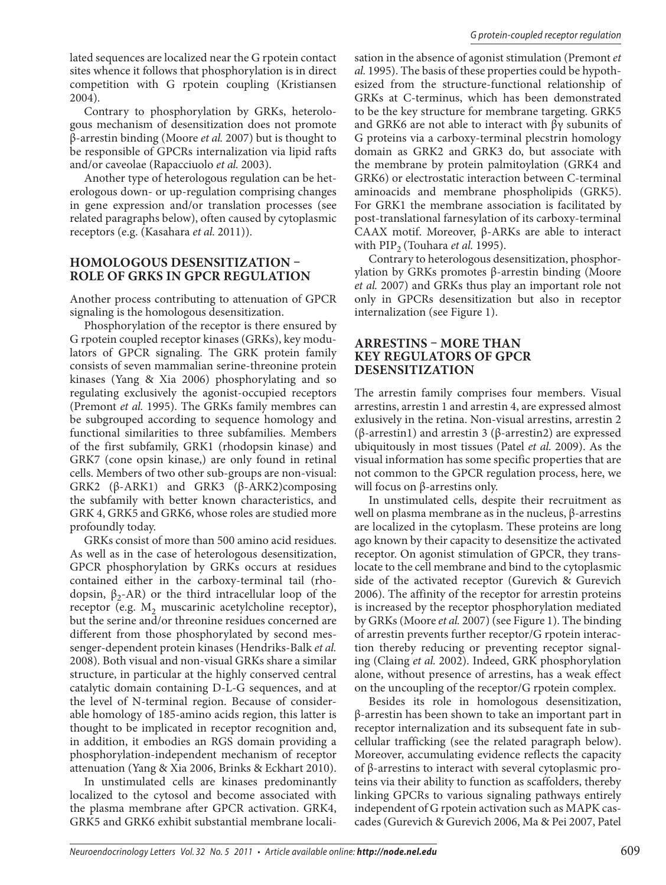lated sequences are localized near the G rpotein contact sites whence it follows that phosphorylation is in direct competition with G rpotein coupling (Kristiansen 2004).

Contrary to phosphorylation by GRKs, heterologous mechanism of desensitization does not promote β-arrestin binding (Moore *et al.* 2007) but is thought to be responsible of GPCRs internalization via lipid rafts and/or caveolae (Rapacciuolo *et al.* 2003).

Another type of heterologous regulation can be heterologous down- or up-regulation comprising changes in gene expression and/or translation processes (see related paragraphs below), often caused by cytoplasmic receptors (e.g. (Kasahara *et al.* 2011)).

## HOMOLOGOUS DESENSITIZATION – ROLE OF GRKS IN GPCR REGULATION

Another process contributing to attenuation of GPCR signaling is the homologous desensitization.

Phosphorylation of the receptor is there ensured by G rpotein coupled receptor kinases (GRKs), key modulators of GPCR signaling. The GRK protein family consists of seven mammalian serine-threonine protein kinases (Yang & Xia 2006) phosphorylating and so regulating exclusively the agonist-occupied receptors (Premont *et al.* 1995). The GRKs family membres can be subgrouped according to sequence homology and functional similarities to three subfamilies. Members of the first subfamily, GRK1 (rhodopsin kinase) and GRK7 (cone opsin kinase,) are only found in retinal cells. Members of two other sub-groups are non-visual: GRK2 (β-ARK1) and GRK3 (β-ARK2)composing the subfamily with better known characteristics, and GRK 4, GRK5 and GRK6, whose roles are studied more profoundly today.

GRKs consist of more than 500 amino acid residues. As well as in the case of heterologous desensitization, GPCR phosphorylation by GRKs occurs at residues contained either in the carboxy-terminal tail (rhodopsin, $\beta_2$-AR) or the third intracellular loop of the receptor (e.g. $M_2$ muscarinic acetylcholine receptor), but the serine and/or threonine residues concerned are different from those phosphorylated by second messenger-dependent protein kinases (Hendriks-Balk *et al.* 2008). Both visual and non-visual GRKs share a similar structure, in particular at the highly conserved central catalytic domain containing D-L-G sequences, and at the level of N-terminal region. Because of considerable homology of 185-amino acids region, this latter is thought to be implicated in receptor recognition and, in addition, it embodies an RGS domain providing a phosphorylation-independent mechanism of receptor attenuation (Yang & Xia 2006, Brinks & Eckhart 2010).

In unstimulated cells are kinases predominantly localized to the cytosol and become associated with the plasma membrane after GPCR activation. GRK4, GRK5 and GRK6 exhibit substantial membrane localisation in the absence of agonist stimulation (Premont *et al.* 1995). The basis of these properties could be hypothesized from the structure-functional relationship of GRKs at C-terminus, which has been demonstrated to be the key structure for membrane targeting. GRK5 and GRK6 are not able to interact with βγ subunits of G proteins via a carboxy-terminal plecstrin homology domain as GRK2 and GRK3 do, but associate with the membrane by protein palmitoylation (GRK4 and GRK6) or electrostatic interaction between C-terminal aminoacids and membrane phospholipids (GRK5). For GRK1 the membrane association is facilitated by post-translational farnesylation of its carboxy-terminal CAAX motif. Moreover, β-ARKs are able to interact with $PIP_2$ (Touhara *et al.* 1995).

Contrary to heterologous desensitization, phosphorylation by GRKs promotes β-arrestin binding (Moore *et al.* 2007) and GRKs thus play an important role not only in GPCRs desensitization but also in receptor internalization (see Figure 1).

## ARRESTINS – MORE THAN KEY REGULATORS OF GPCR DESENSITIZATION

The arrestin family comprises four members. Visual arrestins, arrestin 1 and arrestin 4, are expressed almost exlusively in the retina. Non-visual arrestins, arrestin 2 (β-arrestin1) and arrestin 3 (β-arrestin2) are expressed ubiquitously in most tissues (Patel *et al.* 2009). As the visual information has some specific properties that are not common to the GPCR regulation process, here, we will focus on β-arrestins only.

In unstimulated cells, despite their recruitment as well on plasma membrane as in the nucleus, β-arrestins are localized in the cytoplasm. These proteins are long ago known by their capacity to desensitize the activated receptor. On agonist stimulation of GPCR, they translocate to the cell membrane and bind to the cytoplasmic side of the activated receptor (Gurevich & Gurevich 2006). The affinity of the receptor for arrestin proteins is increased by the receptor phosphorylation mediated by GRKs (Moore *et al.* 2007) (see Figure 1). The binding of arrestin prevents further receptor/G rpotein interaction thereby reducing or preventing receptor signaling (Claing *et al.* 2002). Indeed, GRK phosphorylation alone, without presence of arrestins, has a weak effect on the uncoupling of the receptor/G rpotein complex.

Besides its role in homologous desensitization, β-arrestin has been shown to take an important part in receptor internalization and its subsequent fate in subcellular trafficking (see the related paragraph below). Moreover, accumulating evidence reflects the capacity of β-arrestins to interact with several cytoplasmic proteins via their ability to function as scaffolders, thereby linking GPCRs to various signaling pathways entirely independent of G rpotein activation such as MAPK cascades (Gurevich & Gurevich 2006, Ma & Pei 2007, Patel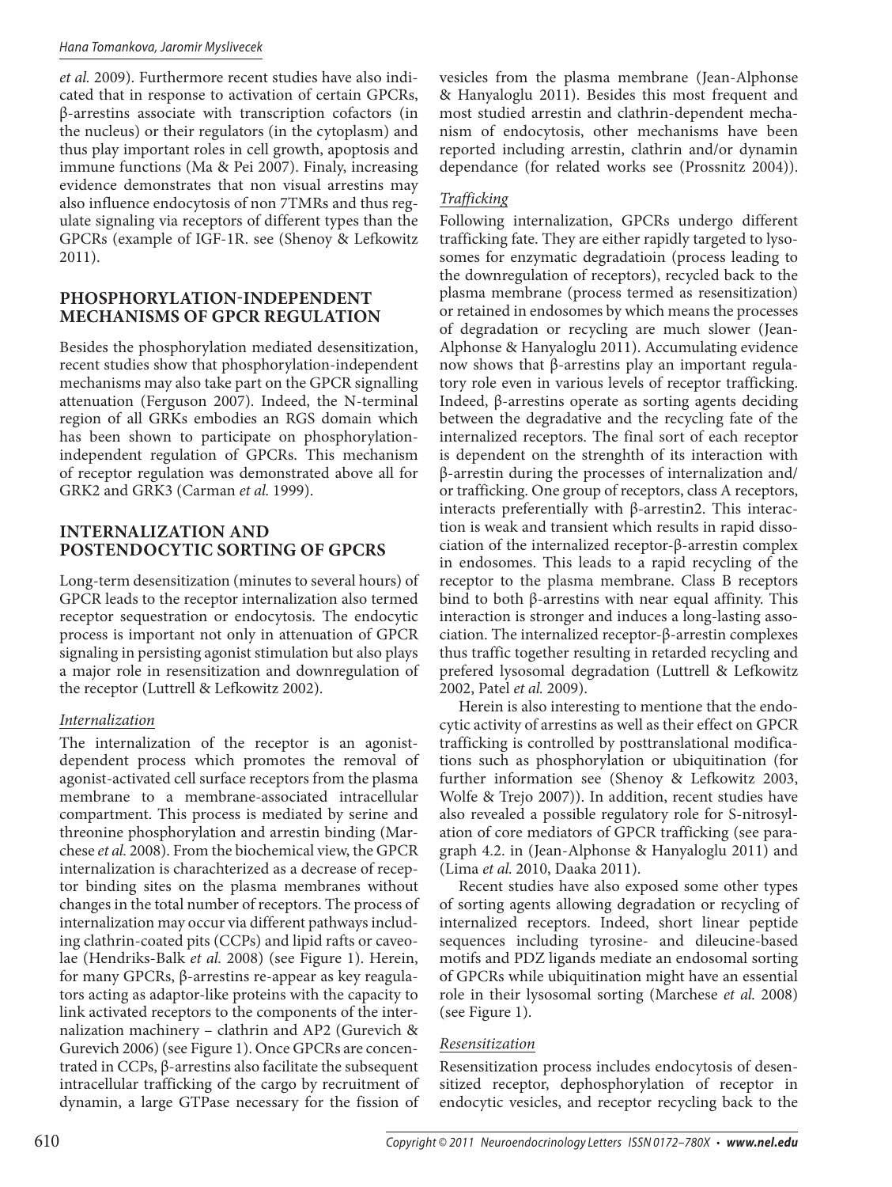*et al.* 2009). Furthermore recent studies have also indicated that in response to activation of certain GPCRs, β-arrestins associate with transcription cofactors (in the nucleus) or their regulators (in the cytoplasm) and thus play important roles in cell growth, apoptosis and immune functions (Ma & Pei 2007). Finaly, increasing evidence demonstrates that non visual arrestins may also influence endocytosis of non 7TMRs and thus regulate signaling via receptors of different types than the GPCRs (example of IGF-1R. see (Shenoy & Lefkowitz 2011).

## PHOSPHORYLATION-INDEPENDENT MECHANISMS OF GPCR REGULATION

Besides the phosphorylation mediated desensitization, recent studies show that phosphorylation-independent mechanisms may also take part on the GPCR signalling attenuation (Ferguson 2007). Indeed, the N-terminal region of all GRKs embodies an RGS domain which has been shown to participate on phosphorylation-independent regulation of GPCRs. This mechanism of receptor regulation was demonstrated above all for GRK2 and GRK3 (Carman *et al.* 1999).

## INTERNALIZATION AND POSTENDOCYTIC SORTING OF GPCRS

Long-term desensitization (minutes to several hours) of GPCR leads to the receptor internalization also termed receptor sequestration or endocytosis. The endocytic process is important not only in attenuation of GPCR signaling in persisting agonist stimulation but also plays a major role in resensitization and downregulation of the receptor (Luttrell & Lefkowitz 2002).

### *Internalization*

The internalization of the receptor is an agonist-dependent process which promotes the removal of agonist-activated cell surface receptors from the plasma membrane to a membrane-associated intracellular compartment. This process is mediated by serine and threonine phosphorylation and arrestin binding (Marchese *et al.* 2008). From the biochemical view, the GPCR internalization is charachterized as a decrease of receptor binding sites on the plasma membranes without changes in the total number of receptors. The process of internalization may occur via different pathways including clathrin-coated pits (CCPs) and lipid rafts or caveolae (Hendriks-Balk *et al.* 2008) (see Figure 1). Herein, for many GPCRs, β-arrestins re-appear as key reagulators acting as adaptor-like proteins with the capacity to link activated receptors to the components of the internalization machinery – clathrin and AP2 (Gurevich & Gurevich 2006) (see Figure 1). Once GPCRs are concentrated in CCPs, β-arrestins also facilitate the subsequent intracellular trafficking of the cargo by recruitment of dynamin, a large GTPase necessary for the fission of vesicles from the plasma membrane (Jean-Alphonse & Hanyaloglu 2011). Besides this most frequent and most studied arrestin and clathrin-dependent mechanism of endocytosis, other mechanisms have been reported including arrestin, clathrin and/or dynamin dependance (for related works see (Prossnitz 2004)).

### *Trafficking*

Following internalization, GPCRs undergo different trafficking fate. They are either rapidly targeted to lysosomes for enzymatic degradatioin (process leading to the downregulation of receptors), recycled back to the plasma membrane (process termed as resensitization) or retained in endosomes by which means the processes of degradation or recycling are much slower (Jean-Alphonse & Hanyaloglu 2011). Accumulating evidence now shows that β-arrestins play an important regulatory role even in various levels of receptor trafficking. Indeed, β-arrestins operate as sorting agents deciding between the degradative and the recycling fate of the internalized receptors. The final sort of each receptor is dependent on the strenghth of its interaction with β-arrestin during the processes of internalization and/or trafficking. One group of receptors, class A receptors, interacts preferentially with β-arrestin2. This interaction is weak and transient which results in rapid dissociation of the internalized receptor-β-arrestin complex in endosomes. This leads to a rapid recycling of the receptor to the plasma membrane. Class B receptors bind to both β-arrestins with near equal affinity. This interaction is stronger and induces a long-lasting association. The internalized receptor-β-arrestin complexes thus traffic together resulting in retarded recycling and prefered lysosomal degradation (Luttrell & Lefkowitz 2002, Patel *et al.* 2009).

Herein is also interesting to mentione that the endocytic activity of arrestins as well as their effect on GPCR trafficking is controlled by posttranslational modifications such as phosphorylation or ubiquitination (for further information see (Shenoy & Lefkowitz 2003, Wolfe & Trejo 2007)). In addition, recent studies have also revealed a possible regulatory role for S-nitrosylation of core mediators of GPCR trafficking (see paragraph 4.2. in (Jean-Alphonse & Hanyaloglu 2011) and (Lima *et al.* 2010, Daaka 2011).

Recent studies have also exposed some other types of sorting agents allowing degradation or recycling of internalized receptors. Indeed, short linear peptide sequences including tyrosine- and dileucine-based motifs and PDZ ligands mediate an endosomal sorting of GPCRs while ubiquitination might have an essential role in their lysosomal sorting (Marchese *et al.* 2008) (see Figure 1).

### *Resensitization*

Resensitization process includes endocytosis of desensitized receptor, dephosphorylation of receptor in endocytic vesicles, and receptor recycling back to the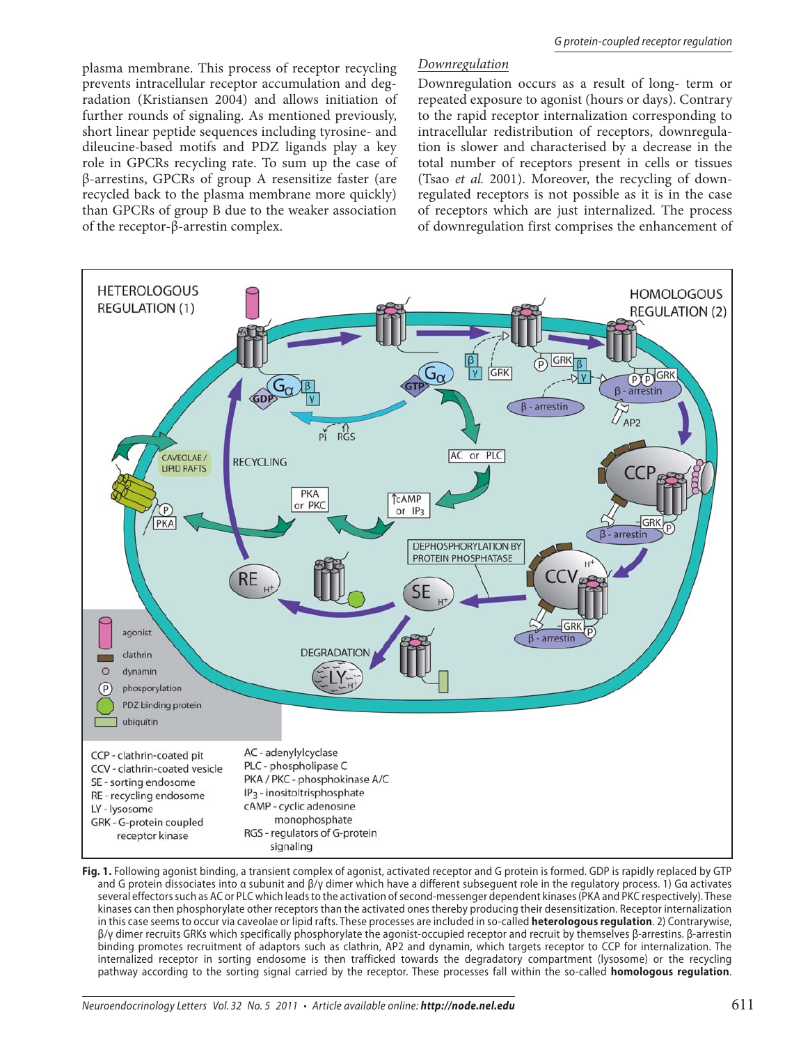plasma membrane. This process of receptor recycling prevents intracellular receptor accumulation and degradation (Kristiansen 2004) and allows initiation of further rounds of signaling. As mentioned previously, short linear peptide sequences including tyrosine- and dileucine-based motifs and PDZ ligands play a key role in GPCRs recycling rate. To sum up the case of β-arrestins, GPCRs of group A resensitize faster (are recycled back to the plasma membrane more quickly) than GPCRs of group B due to the weaker association of the receptor-β-arrestin complex.

### *Downregulation*

Downregulation occurs as a result of long- term or repeated exposure to agonist (hours or days). Contrary to the rapid receptor internalization corresponding to intracellular redistribution of receptors, downregulation is slower and characterised by a decrease in the total number of receptors present in cells or tissues (Tsao *et al.* 2001). Moreover, the recycling of downregulated receptors is not possible as it is in the case of receptors which are just internalized. The process of downregulation first comprises the enhancement of

HETEROLOGOUS REGULATION (1)

HOMOLOGOUS REGULATION (2)

Gα GDP β γ

GTP Gα

β γ GRK

P GRK β γ

PP GRK β - arrestin

β - arrestin

AP2

Pi RGS

CAVEOLAE / LIPID RAFTS

RECYCLING

AC or PLC

CCP

PKA or PKC

↑cAMP or IP3

P PKA

GRK P β - arrestin

DEPHOSPHORYLATION BY PROTEIN PHOSPHATASE

RE H+

SE H+

CCV H+

GRK P β - arrestin

DEGRADATION

LY H+

agonist

clathrin

dynamin

phosporylation

PDZ binding protein

ubiquitin

CCP - clathrin-coated pit
CCV - clathrin-coated vesicle
SE - sorting endosome
RE - recycling endosome
LY - lysosome
GRK - G-protein coupled receptor kinase

AC - adenylylcyclase
PLC - phospholipase C
PKA / PKC - phosphokinase A/C
IP3 - inositoltrisphosphate
cAMP - cyclic adenosine monophosphate
RGS - regulators of G-protein signaling

**Fig. 1.** Following agonist binding, a transient complex of agonist, activated receptor and G protein is formed. GDP is rapidly replaced by GTP and G protein dissociates into α subunit and β/γ dimer which have a different subsequent role in the regulatory process. 1) Gα activates several effectors such as AC or PLC which leads to the activation of second-messenger dependent kinases (PKA and PKC respectively). These kinases can then phosphorylate other receptors than the activated ones thereby producing their desensitization. Receptor internalization in this case seems to occur via caveolae or lipid rafts. These processes are included in so-called **heterologous regulation**. 2) Contrarywise, β/γ dimer recruits GRKs which specifically phosphorylate the agonist-occupied receptor and recruit by themselves β-arrestins. β-arrestin binding promotes recruitment of adaptors such as clathrin, AP2 and dynamin, which targets receptor to CCP for internalization. The internalized receptor in sorting endosome is then trafficked towards the degradatory compartment (lysosome) or the recycling pathway according to the sorting signal carried by the receptor. These processes fall within the so-called **homologous regulation**.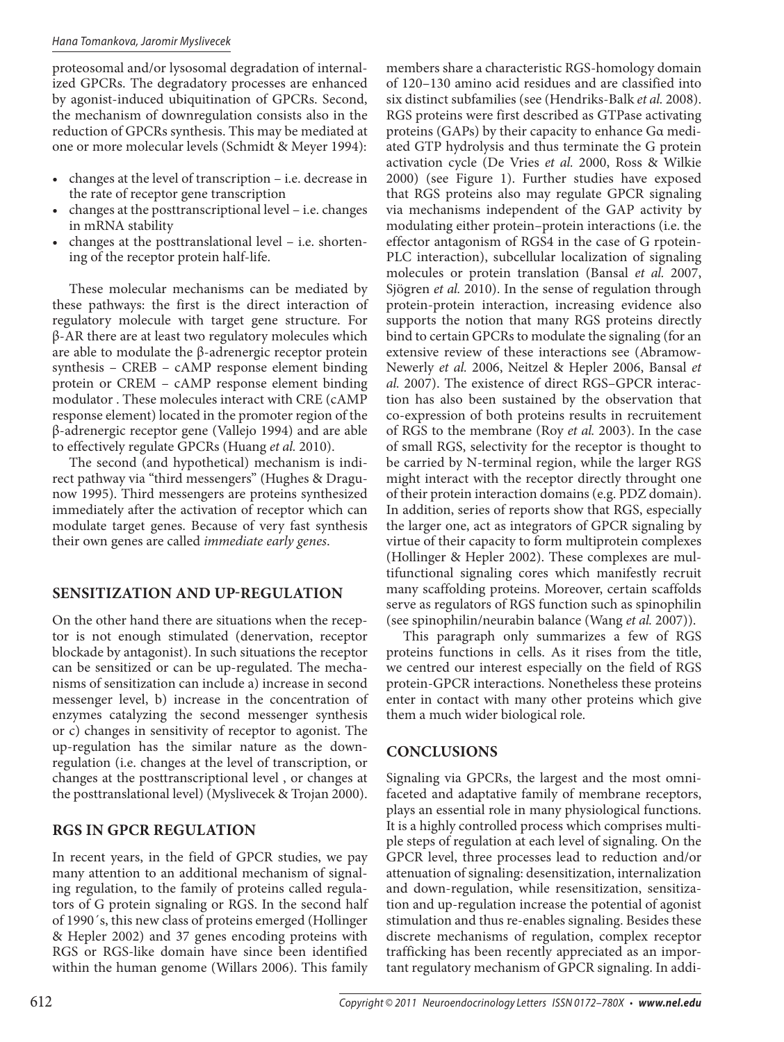proteosomal and/or lysosomal degradation of internalized GPCRs. The degradatory processes are enhanced by agonist-induced ubiquitination of GPCRs. Second, the mechanism of downregulation consists also in the reduction of GPCRs synthesis. This may be mediated at one or more molecular levels (Schmidt & Meyer 1994):

- changes at the level of transcription – i.e. decrease in the rate of receptor gene transcription
- changes at the posttranscriptional level – i.e. changes in mRNA stability
- changes at the posttranslational level – i.e. shortening of the receptor protein half-life.

These molecular mechanisms can be mediated by these pathways: the first is the direct interaction of regulatory molecule with target gene structure. For β-AR there are at least two regulatory molecules which are able to modulate the β-adrenergic receptor protein synthesis – CREB – cAMP response element binding protein or CREM – cAMP response element binding modulator . These molecules interact with CRE (cAMP response element) located in the promoter region of the β-adrenergic receptor gene (Vallejo 1994) and are able to effectively regulate GPCRs (Huang *et al.* 2010).

The second (and hypothetical) mechanism is indirect pathway via "third messengers" (Hughes & Dragunow 1995). Third messengers are proteins synthesized immediately after the activation of receptor which can modulate target genes. Because of very fast synthesis their own genes are called *immediate early genes*.

## SENSITIZATION AND UP-REGULATION

On the other hand there are situations when the receptor is not enough stimulated (denervation, receptor blockade by antagonist). In such situations the receptor can be sensitized or can be up-regulated. The mechanisms of sensitization can include a) increase in second messenger level, b) increase in the concentration of enzymes catalyzing the second messenger synthesis or c) changes in sensitivity of receptor to agonist. The up-regulation has the similar nature as the down-regulation (i.e. changes at the level of transcription, or changes at the posttranscriptional level , or changes at the posttranslational level) (Myslivecek & Trojan 2000).

## RGS IN GPCR REGULATION

In recent years, in the field of GPCR studies, we pay many attention to an additional mechanism of signaling regulation, to the family of proteins called regulators of G protein signaling or RGS. In the second half of 1990´s, this new class of proteins emerged (Hollinger & Hepler 2002) and 37 genes encoding proteins with RGS or RGS-like domain have since been identified within the human genome (Willars 2006). This family members share a characteristic RGS-homology domain of 120–130 amino acid residues and are classified into six distinct subfamilies (see (Hendriks-Balk *et al.* 2008). RGS proteins were first described as GTPase activating proteins (GAPs) by their capacity to enhance Gα mediated GTP hydrolysis and thus terminate the G protein activation cycle (De Vries *et al.* 2000, Ross & Wilkie 2000) (see Figure 1). Further studies have exposed that RGS proteins also may regulate GPCR signaling via mechanisms independent of the GAP activity by modulating either protein–protein interactions (i.e. the effector antagonism of RGS4 in the case of G rpotein-PLC interaction), subcellular localization of signaling molecules or protein translation (Bansal *et al.* 2007, Sjögren *et al.* 2010). In the sense of regulation through protein-protein interaction, increasing evidence also supports the notion that many RGS proteins directly bind to certain GPCRs to modulate the signaling (for an extensive review of these interactions see (Abramow-Newerly *et al.* 2006, Neitzel & Hepler 2006, Bansal *et al.* 2007). The existence of direct RGS–GPCR interaction has also been sustained by the observation that co-expression of both proteins results in recruitement of RGS to the membrane (Roy *et al.* 2003). In the case of small RGS, selectivity for the receptor is thought to be carried by N-terminal region, while the larger RGS might interact with the receptor directly throught one of their protein interaction domains (e.g. PDZ domain). In addition, series of reports show that RGS, especially the larger one, act as integrators of GPCR signaling by virtue of their capacity to form multiprotein complexes (Hollinger & Hepler 2002). These complexes are multifunctional signaling cores which manifestly recruit many scaffolding proteins. Moreover, certain scaffolds serve as regulators of RGS function such as spinophilin (see spinophilin/neurabin balance (Wang *et al.* 2007)).

This paragraph only summarizes a few of RGS proteins functions in cells. As it rises from the title, we centred our interest especially on the field of RGS protein-GPCR interactions. Nonetheless these proteins enter in contact with many other proteins which give them a much wider biological role.

## CONCLUSIONS

Signaling via GPCRs, the largest and the most omnifaceted and adaptative family of membrane receptors, plays an essential role in many physiological functions. It is a highly controlled process which comprises multiple steps of regulation at each level of signaling. On the GPCR level, three processes lead to reduction and/or attenuation of signaling: desensitization, internalization and down-regulation, while resensitization, sensitization and up-regulation increase the potential of agonist stimulation and thus re-enables signaling. Besides these discrete mechanisms of regulation, complex receptor trafficking has been recently appreciated as an important regulatory mechanism of GPCR signaling. In addi-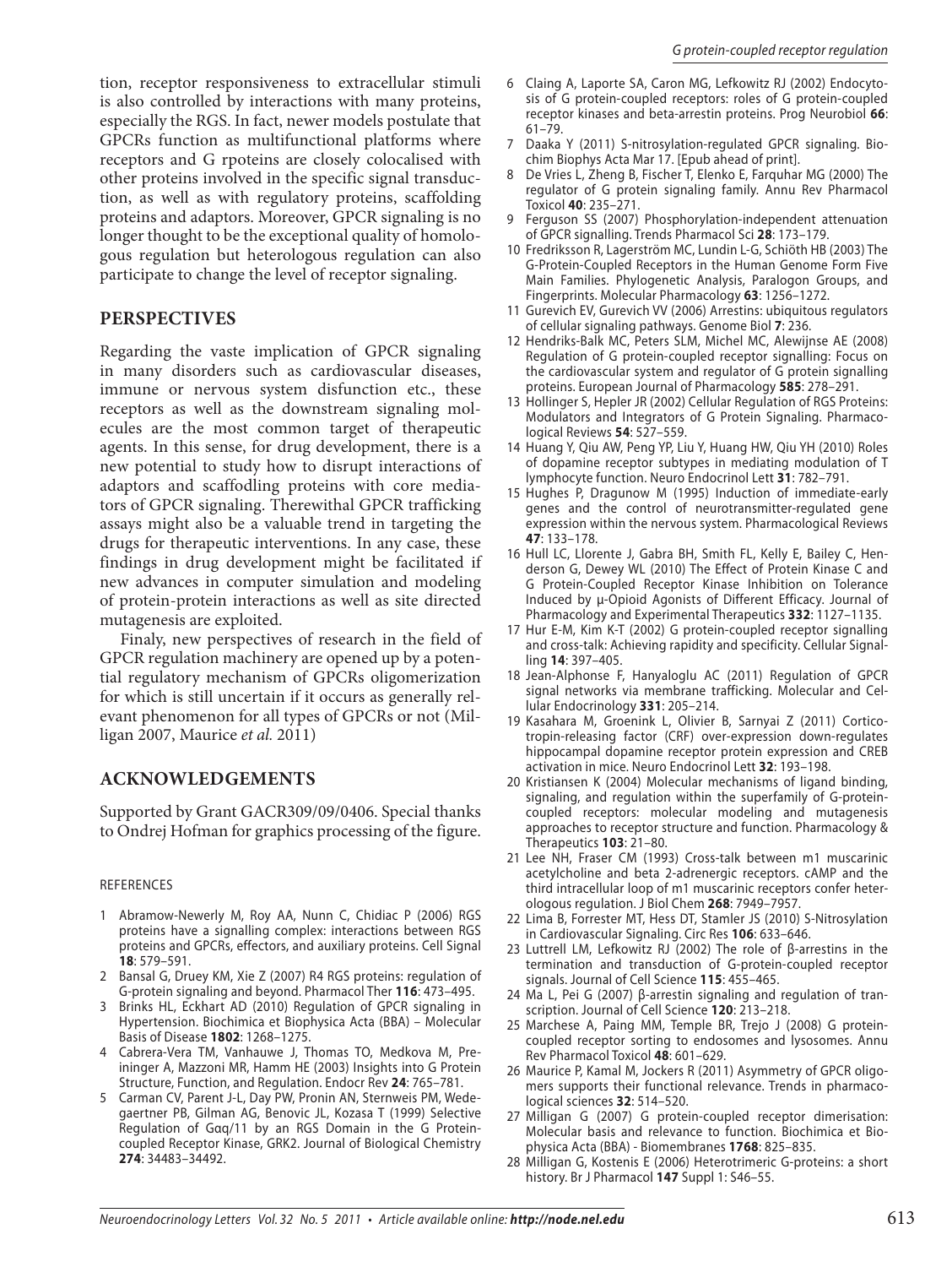tion, receptor responsiveness to extracellular stimuli is also controlled by interactions with many proteins, especially the RGS. In fact, newer models postulate that GPCRs function as multifunctional platforms where receptors and G rpoteins are closely colocalised with other proteins involved in the specific signal transduction, as well as with regulatory proteins, scaffolding proteins and adaptors. Moreover, GPCR signaling is no longer thought to be the exceptional quality of homologous regulation but heterologous regulation can also participate to change the level of receptor signaling.

## PERSPECTIVES

Regarding the vaste implication of GPCR signaling in many disorders such as cardiovascular diseases, immune or nervous system disfunction etc., these receptors as well as the downstream signaling molecules are the most common target of therapeutic agents. In this sense, for drug development, there is a new potential to study how to disrupt interactions of adaptors and scaffodling proteins with core mediators of GPCR signaling. Therewithal GPCR trafficking assays might also be a valuable trend in targeting the drugs for therapeutic interventions. In any case, these findings in drug development might be facilitated if new advances in computer simulation and modeling of protein-protein interactions as well as site directed mutagenesis are exploited.

Finaly, new perspectives of research in the field of GPCR regulation machinery are opened up by a potential regulatory mechanism of GPCRs oligomerization for which is still uncertain if it occurs as generally relevant phenomenon for all types of GPCRs or not (Milligan 2007, Maurice *et al.* 2011)

## ACKNOWLEDGEMENTS

Supported by Grant GACR309/09/0406. Special thanks to Ondrej Hofman for graphics processing of the figure.

### REFERENCES

1. Abramow-Newerly M, Roy AA, Nunn C, Chidiac P (2006) RGS proteins have a signalling complex: interactions between RGS proteins and GPCRs, effectors, and auxiliary proteins. Cell Signal **18**: 579–591.
2. Bansal G, Druey KM, Xie Z (2007) R4 RGS proteins: regulation of G-protein signaling and beyond. Pharmacol Ther **116**: 473–495.
3. Brinks HL, Eckhart AD (2010) Regulation of GPCR signaling in Hypertension. Biochimica et Biophysica Acta (BBA) – Molecular Basis of Disease **1802**: 1268–1275.
4. Cabrera-Vera TM, Vanhauwe J, Thomas TO, Medkova M, Preininger A, Mazzoni MR, Hamm HE (2003) Insights into G Protein Structure, Function, and Regulation. Endocr Rev **24**: 765–781.
5. Carman CV, Parent J-L, Day PW, Pronin AN, Sternweis PM, Wedegaertner PB, Gilman AG, Benovic JL, Kozasa T (1999) Selective Regulation of Gαq/11 by an RGS Domain in the G Protein-coupled Receptor Kinase, GRK2. Journal of Biological Chemistry **274**: 34483–34492.
6. Claing A, Laporte SA, Caron MG, Lefkowitz RJ (2002) Endocytosis of G protein-coupled receptors: roles of G protein-coupled receptor kinases and beta-arrestin proteins. Prog Neurobiol **66**: 61–79.
7. Daaka Y (2011) S-nitrosylation-regulated GPCR signaling. Biochim Biophys Acta Mar 17. [Epub ahead of print].
8. De Vries L, Zheng B, Fischer T, Elenko E, Farquhar MG (2000) The regulator of G protein signaling family. Annu Rev Pharmacol Toxicol **40**: 235–271.
9. Ferguson SS (2007) Phosphorylation-independent attenuation of GPCR signalling. Trends Pharmacol Sci **28**: 173–179.
10. Fredriksson R, Lagerström MC, Lundin L-G, Schiöth HB (2003) The G-Protein-Coupled Receptors in the Human Genome Form Five Main Families. Phylogenetic Analysis, Paralogon Groups, and Fingerprints. Molecular Pharmacology **63**: 1256–1272.
11. Gurevich EV, Gurevich VV (2006) Arrestins: ubiquitous regulators of cellular signaling pathways. Genome Biol **7**: 236.
12. Hendriks-Balk MC, Peters SLM, Michel MC, Alewijnse AE (2008) Regulation of G protein-coupled receptor signalling: Focus on the cardiovascular system and regulator of G protein signalling proteins. European Journal of Pharmacology **585**: 278–291.
13. Hollinger S, Hepler JR (2002) Cellular Regulation of RGS Proteins: Modulators and Integrators of G Protein Signaling. Pharmacological Reviews **54**: 527–559.
14. Huang Y, Qiu AW, Peng YP, Liu Y, Huang HW, Qiu YH (2010) Roles of dopamine receptor subtypes in mediating modulation of T lymphocyte function. Neuro Endocrinol Lett **31**: 782–791.
15. Hughes P, Dragunow M (1995) Induction of immediate-early genes and the control of neurotransmitter-regulated gene expression within the nervous system. Pharmacological Reviews **47**: 133–178.
16. Hull LC, Llorente J, Gabra BH, Smith FL, Kelly E, Bailey C, Henderson G, Dewey WL (2010) The Effect of Protein Kinase C and G Protein-Coupled Receptor Kinase Inhibition on Tolerance Induced by μ-Opioid Agonists of Different Efficacy. Journal of Pharmacology and Experimental Therapeutics **332**: 1127–1135.
17. Hur E-M, Kim K-T (2002) G protein-coupled receptor signalling and cross-talk: Achieving rapidity and specificity. Cellular Signalling **14**: 397–405.
18. Jean-Alphonse F, Hanyaloglu AC (2011) Regulation of GPCR signal networks via membrane trafficking. Molecular and Cellular Endocrinology **331**: 205–214.
19. Kasahara M, Groenink L, Olivier B, Sarnyai Z (2011) Corticotropin-releasing factor (CRF) over-expression down-regulates hippocampal dopamine receptor protein expression and CREB activation in mice. Neuro Endocrinol Lett **32**: 193–198.
20. Kristiansen K (2004) Molecular mechanisms of ligand binding, signaling, and regulation within the superfamily of G-protein-coupled receptors: molecular modeling and mutagenesis approaches to receptor structure and function. Pharmacology & Therapeutics **103**: 21–80.
21. Lee NH, Fraser CM (1993) Cross-talk between m1 muscarinic acetylcholine and beta 2-adrenergic receptors. cAMP and the third intracellular loop of m1 muscarinic receptors confer heterologous regulation. J Biol Chem **268**: 7949–7957.
22. Lima B, Forrester MT, Hess DT, Stamler JS (2010) S-Nitrosylation in Cardiovascular Signaling. Circ Res **106**: 633–646.
23. Luttrell LM, Lefkowitz RJ (2002) The role of β-arrestins in the termination and transduction of G-protein-coupled receptor signals. Journal of Cell Science **115**: 455–465.
24. Ma L, Pei G (2007) β-arrestin signaling and regulation of transcription. Journal of Cell Science **120**: 213–218.
25. Marchese A, Paing MM, Temple BR, Trejo J (2008) G protein-coupled receptor sorting to endosomes and lysosomes. Annu Rev Pharmacol Toxicol **48**: 601–629.
26. Maurice P, Kamal M, Jockers R (2011) Asymmetry of GPCR oligomers supports their functional relevance. Trends in pharmacological sciences **32**: 514–520.
27. Milligan G (2007) G protein-coupled receptor dimerisation: Molecular basis and relevance to function. Biochimica et Biophysica Acta (BBA) - Biomembranes **1768**: 825–835.
28. Milligan G, Kostenis E (2006) Heterotrimeric G-proteins: a short history. Br J Pharmacol **147** Suppl 1: S46–55.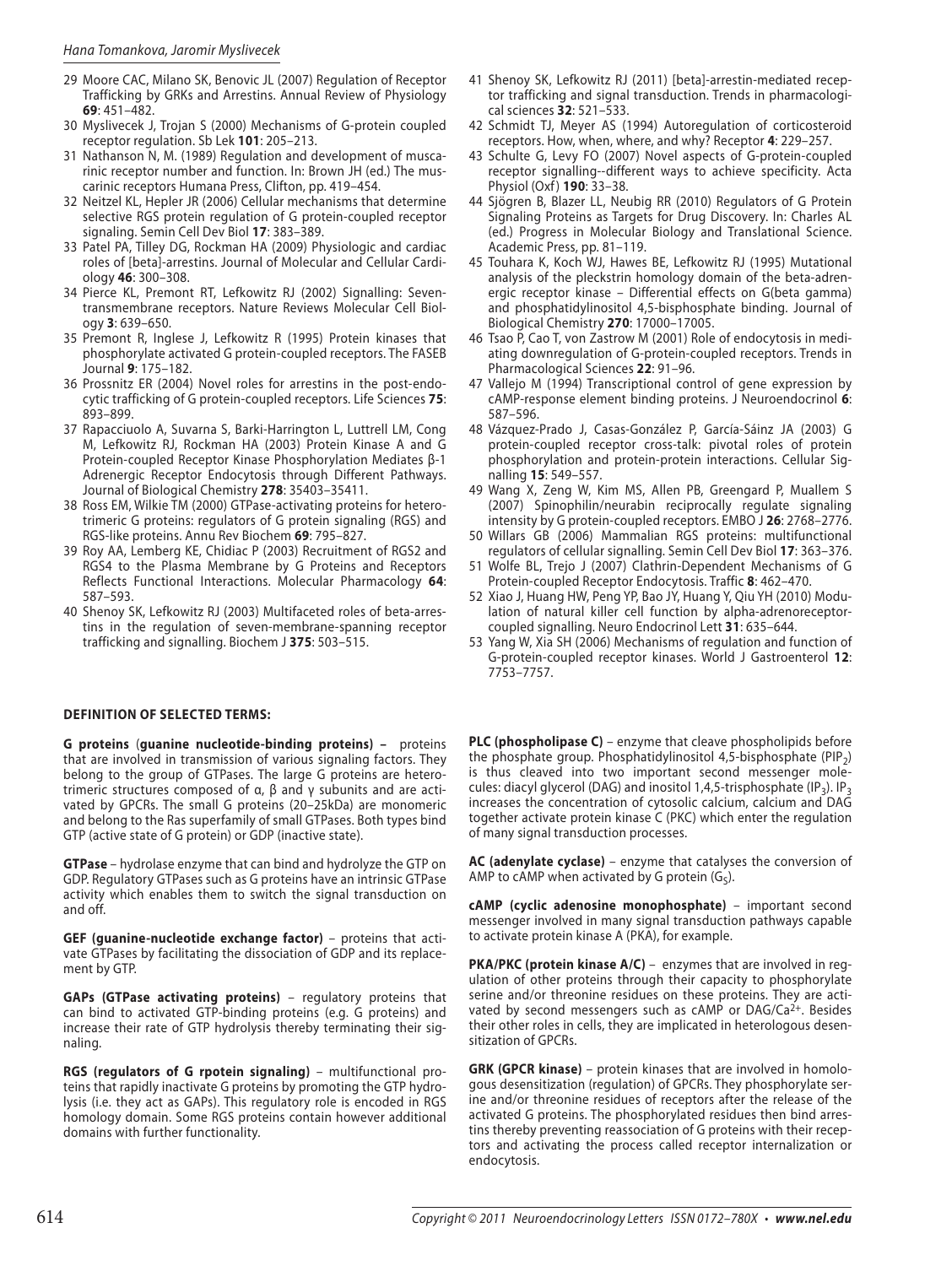29 Moore CAC, Milano SK, Benovic JL (2007) Regulation of Receptor Trafficking by GRKs and Arrestins. Annual Review of Physiology **69**: 451–482.

30 Myslivecek J, Trojan S (2000) Mechanisms of G-protein coupled receptor regulation. Sb Lek **101**: 205–213.

31 Nathanson N, M. (1989) Regulation and development of muscarinic receptor number and function. In: Brown JH (ed.) The muscarinic receptors Humana Press, Clifton, pp. 419–454.

32 Neitzel KL, Hepler JR (2006) Cellular mechanisms that determine selective RGS protein regulation of G protein-coupled receptor signaling. Semin Cell Dev Biol **17**: 383–389.

33 Patel PA, Tilley DG, Rockman HA (2009) Physiologic and cardiac roles of [beta]-arrestins. Journal of Molecular and Cellular Cardiology **46**: 300–308.

34 Pierce KL, Premont RT, Lefkowitz RJ (2002) Signalling: Seven-transmembrane receptors. Nature Reviews Molecular Cell Biology **3**: 639–650.

35 Premont R, Inglese J, Lefkowitz R (1995) Protein kinases that phosphorylate activated G protein-coupled receptors. The FASEB Journal **9**: 175–182.

36 Prossnitz ER (2004) Novel roles for arrestins in the post-endocytic trafficking of G protein-coupled receptors. Life Sciences **75**: 893–899.

37 Rapacciuolo A, Suvarna S, Barki-Harrington L, Luttrell LM, Cong M, Lefkowitz RJ, Rockman HA (2003) Protein Kinase A and G Protein-coupled Receptor Kinase Phosphorylation Mediates β-1 Adrenergic Receptor Endocytosis through Different Pathways. Journal of Biological Chemistry **278**: 35403–35411.

38 Ross EM, Wilkie TM (2000) GTPase-activating proteins for heterotrimeric G proteins: regulators of G protein signaling (RGS) and RGS-like proteins. Annu Rev Biochem **69**: 795–827.

39 Roy AA, Lemberg KE, Chidiac P (2003) Recruitment of RGS2 and RGS4 to the Plasma Membrane by G Proteins and Receptors Reflects Functional Interactions. Molecular Pharmacology **64**: 587–593.

40 Shenoy SK, Lefkowitz RJ (2003) Multifaceted roles of beta-arrestins in the regulation of seven-membrane-spanning receptor trafficking and signalling. Biochem J **375**: 503–515.

41 Shenoy SK, Lefkowitz RJ (2011) [beta]-arrestin-mediated receptor trafficking and signal transduction. Trends in pharmacological sciences **32**: 521–533.

42 Schmidt TJ, Meyer AS (1994) Autoregulation of corticosteroid receptors. How, when, where, and why? Receptor **4**: 229–257.

43 Schulte G, Levy FO (2007) Novel aspects of G-protein-coupled receptor signalling--different ways to achieve specificity. Acta Physiol (Oxf) **190**: 33–38.

44 Sjögren B, Blazer LL, Neubig RR (2010) Regulators of G Protein Signaling Proteins as Targets for Drug Discovery. In: Charles AL (ed.) Progress in Molecular Biology and Translational Science. Academic Press, pp. 81–119.

45 Touhara K, Koch WJ, Hawes BE, Lefkowitz RJ (1995) Mutational analysis of the pleckstrin homology domain of the beta-adrenergic receptor kinase – Differential effects on G(beta gamma) and phosphatidylinositol 4,5-bisphosphate binding. Journal of Biological Chemistry **270**: 17000–17005.

46 Tsao P, Cao T, von Zastrow M (2001) Role of endocytosis in mediating downregulation of G-protein-coupled receptors. Trends in Pharmacological Sciences **22**: 91–96.

47 Vallejo M (1994) Transcriptional control of gene expression by cAMP-response element binding proteins. J Neuroendocrinol **6**: 587–596.

48 Vázquez-Prado J, Casas-González P, García-Sáinz JA (2003) G protein-coupled receptor cross-talk: pivotal roles of protein phosphorylation and protein-protein interactions. Cellular Signalling **15**: 549–557.

49 Wang X, Zeng W, Kim MS, Allen PB, Greengard P, Muallem S (2007) Spinophilin/neurabin reciprocally regulate signaling intensity by G protein-coupled receptors. EMBO J **26**: 2768–2776.

50 Willars GB (2006) Mammalian RGS proteins: multifunctional regulators of cellular signalling. Semin Cell Dev Biol **17**: 363–376.

51 Wolfe BL, Trejo J (2007) Clathrin-Dependent Mechanisms of G Protein-coupled Receptor Endocytosis. Traffic **8**: 462–470.

52 Xiao J, Huang HW, Peng YP, Bao JY, Huang Y, Qiu YH (2010) Modulation of natural killer cell function by alpha-adrenoreceptor-coupled signalling. Neuro Endocrinol Lett **31**: 635–644.

53 Yang W, Xia SH (2006) Mechanisms of regulation and function of G-protein-coupled receptor kinases. World J Gastroenterol **12**: 7753–7757.

## DEFINITION OF SELECTED TERMS:

**G proteins** (**guanine nucleotide-binding proteins) –** proteins that are involved in transmission of various signaling factors. They belong to the group of GTPases. The large G proteins are heterotrimeric structures composed of α, β and γ subunits and are activated by GPCRs. The small G proteins (20–25kDa) are monomeric and belong to the Ras superfamily of small GTPases. Both types bind GTP (active state of G protein) or GDP (inactive state).

**GTPase** – hydrolase enzyme that can bind and hydrolyze the GTP on GDP. Regulatory GTPases such as G proteins have an intrinsic GTPase activity which enables them to switch the signal transduction on and off.

**GEF (guanine-nucleotide exchange factor)** – proteins that activate GTPases by facilitating the dissociation of GDP and its replacement by GTP.

**GAPs (GTPase activating proteins)** – regulatory proteins that can bind to activated GTP-binding proteins (e.g. G proteins) and increase their rate of GTP hydrolysis thereby terminating their signaling.

**RGS (regulators of G rpotein signaling)** – multifunctional proteins that rapidly inactivate G proteins by promoting the GTP hydrolysis (i.e. they act as GAPs). This regulatory role is encoded in RGS homology domain. Some RGS proteins contain however additional domains with further functionality.

**PLC (phospholipase C)** – enzyme that cleave phospholipids before the phosphate group. Phosphatidylinositol 4,5-bisphosphate ($PIP_2$) is thus cleaved into two important second messenger molecules: diacyl glycerol (DAG) and inositol 1,4,5-trisphosphate ($IP_3$). $IP_3$ increases the concentration of cytosolic calcium, calcium and DAG together activate protein kinase C (PKC) which enter the regulation of many signal transduction processes.

**AC (adenylate cyclase)** – enzyme that catalyses the conversion of AMP to cAMP when activated by G protein ($G_S$).

**cAMP (cyclic adenosine monophosphate)** – important second messenger involved in many signal transduction pathways capable to activate protein kinase A (PKA), for example.

**PKA/PKC (protein kinase A/C)** – enzymes that are involved in regulation of other proteins through their capacity to phosphorylate serine and/or threonine residues on these proteins. They are activated by second messengers such as cAMP or DAG/$Ca^{2+}$. Besides their other roles in cells, they are implicated in heterologous desensitization of GPCRs.

**GRK (GPCR kinase)** – protein kinases that are involved in homologous desensitization (regulation) of GPCRs. They phosphorylate serine and/or threonine residues of receptors after the release of the activated G proteins. The phosphorylated residues then bind arrestins thereby preventing reassociation of G proteins with their receptors and activating the process called receptor internalization or endocytosis.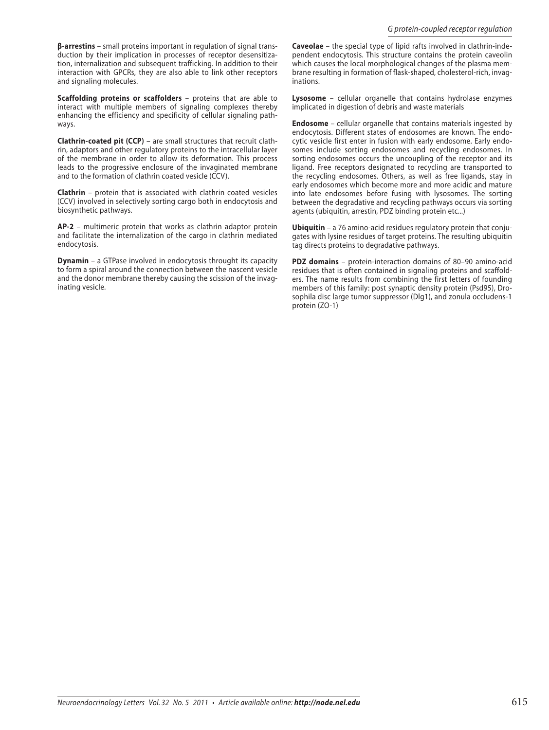**β-arrestins** – small proteins important in regulation of signal transduction by their implication in processes of receptor desensitization, internalization and subsequent trafficking. In addition to their interaction with GPCRs, they are also able to link other receptors and signaling molecules.

**Scaffolding proteins or scaffolders** – proteins that are able to interact with multiple members of signaling complexes thereby enhancing the efficiency and specificity of cellular signaling pathways.

**Clathrin-coated pit (CCP)** – are small structures that recruit clathrin, adaptors and other regulatory proteins to the intracellular layer of the membrane in order to allow its deformation. This process leads to the progressive enclosure of the invaginated membrane and to the formation of clathrin coated vesicle (CCV).

**Clathrin** – protein that is associated with clathrin coated vesicles (CCV) involved in selectively sorting cargo both in endocytosis and biosynthetic pathways.

**AP-2** – multimeric protein that works as clathrin adaptor protein and facilitate the internalization of the cargo in clathrin mediated endocytosis.

**Dynamin** – a GTPase involved in endocytosis throught its capacity to form a spiral around the connection between the nascent vesicle and the donor membrane thereby causing the scission of the invaginating vesicle.

**Caveolae** – the special type of lipid rafts involved in clathrin-independent endocytosis. This structure contains the protein caveolin which causes the local morphological changes of the plasma membrane resulting in formation of flask-shaped, cholesterol-rich, invaginations.

**Lysosome** – cellular organelle that contains hydrolase enzymes implicated in digestion of debris and waste materials

**Endosome** – cellular organelle that contains materials ingested by endocytosis. Different states of endosomes are known. The endocytic vesicle first enter in fusion with early endosome. Early endosomes include sorting endosomes and recycling endosomes. In sorting endosomes occurs the uncoupling of the receptor and its ligand. Free receptors designated to recycling are transported to the recycling endosomes. Others, as well as free ligands, stay in early endosomes which become more and more acidic and mature into late endosomes before fusing with lysosomes. The sorting between the degradative and recycling pathways occurs via sorting agents (ubiquitin, arrestin, PDZ binding protein etc...)

**Ubiquitin** – a 76 amino-acid residues regulatory protein that conjugates with lysine residues of target proteins. The resulting ubiquitin tag directs proteins to degradative pathways.

**PDZ domains** – protein-interaction domains of 80–90 amino-acid residues that is often contained in signaling proteins and scaffolders. The name results from combining the first letters of founding members of this family: post synaptic density protein (Psd95), Drosophila disc large tumor suppressor (Dlg1), and zonula occludens-1 protein (ZO-1)